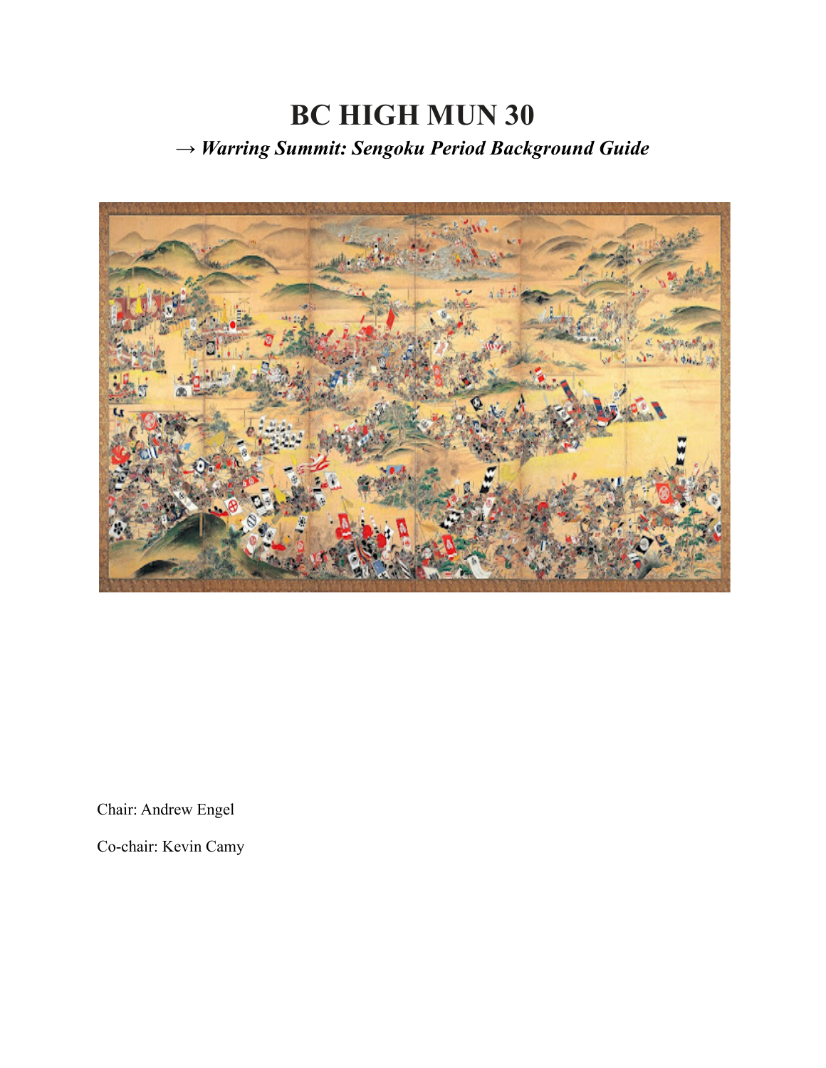# BC HIGH MUN 30

## → *Warring Summit: Sengoku Period Background Guide*

Chair: Andrew Engel

Co-chair: Kevin Camy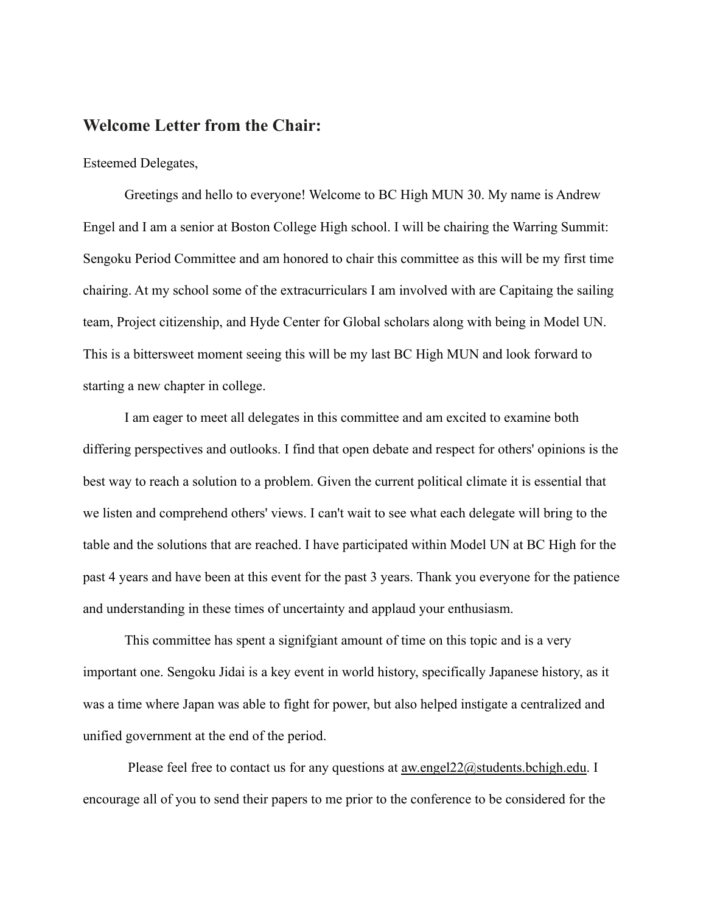## Welcome Letter from the Chair:

Esteemed Delegates,

Greetings and hello to everyone! Welcome to BC High MUN 30. My name is Andrew Engel and I am a senior at Boston College High school. I will be chairing the Warring Summit: Sengoku Period Committee and am honored to chair this committee as this will be my first time chairing. At my school some of the extracurriculars I am involved with are Capitaing the sailing team, Project citizenship, and Hyde Center for Global scholars along with being in Model UN. This is a bittersweet moment seeing this will be my last BC High MUN and look forward to starting a new chapter in college.

I am eager to meet all delegates in this committee and am excited to examine both differing perspectives and outlooks. I find that open debate and respect for others' opinions is the best way to reach a solution to a problem. Given the current political climate it is essential that we listen and comprehend others' views. I can't wait to see what each delegate will bring to the table and the solutions that are reached. I have participated within Model UN at BC High for the past 4 years and have been at this event for the past 3 years. Thank you everyone for the patience and understanding in these times of uncertainty and applaud your enthusiasm.

This committee has spent a signifgiant amount of time on this topic and is a very important one. Sengoku Jidai is a key event in world history, specifically Japanese history, as it was a time where Japan was able to fight for power, but also helped instigate a centralized and unified government at the end of the period.

Please feel free to contact us for any questions at aw.engel22@students.bchigh.edu. I encourage all of you to send their papers to me prior to the conference to be considered for the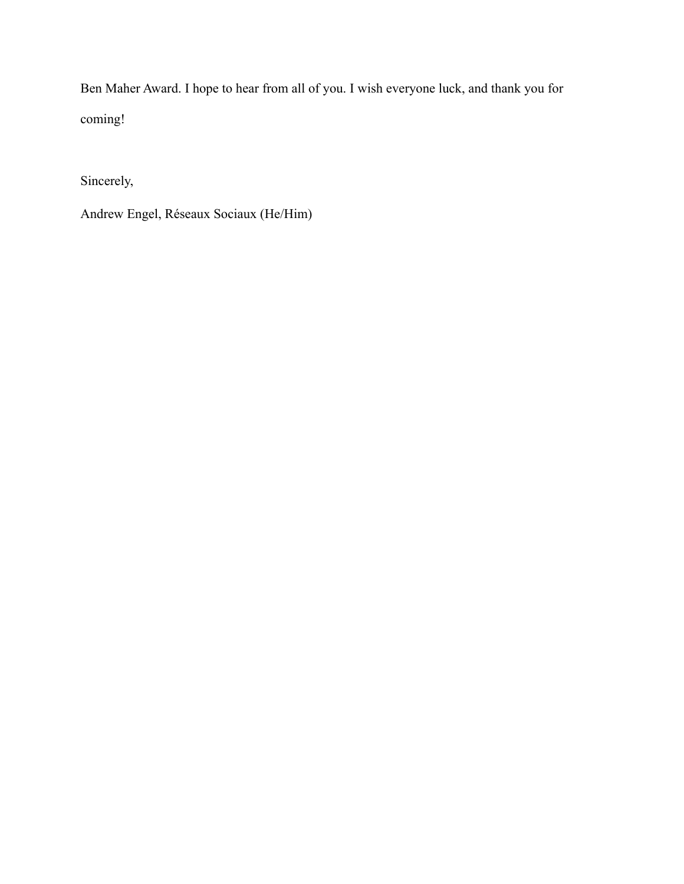Ben Maher Award. I hope to hear from all of you. I wish everyone luck, and thank you for coming!

Sincerely,

Andrew Engel, Réseaux Sociaux (He/Him)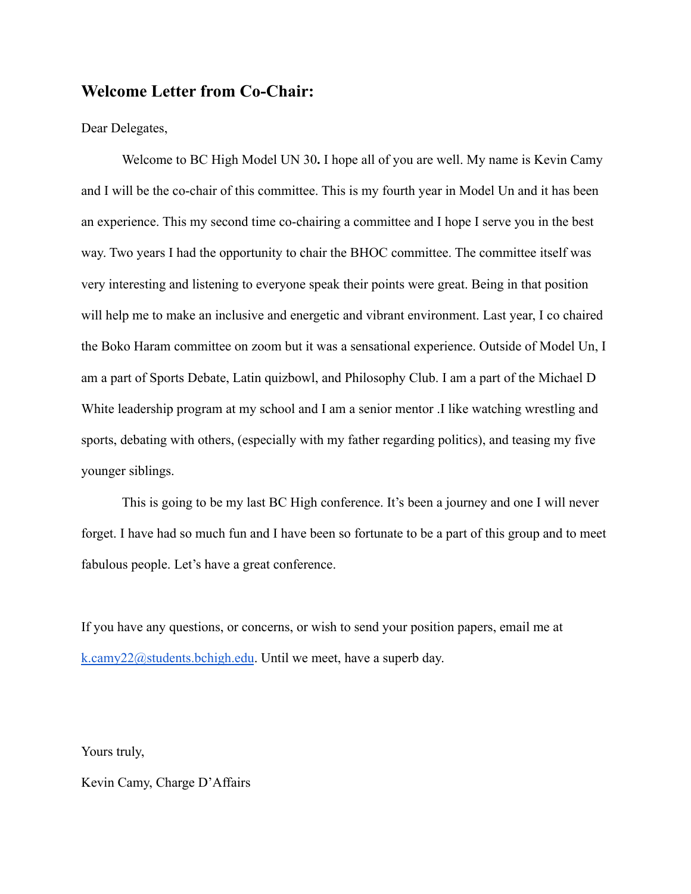## Welcome Letter from Co-Chair:

Dear Delegates,

Welcome to BC High Model UN 30**.** I hope all of you are well. My name is Kevin Camy and I will be the co-chair of this committee. This is my fourth year in Model Un and it has been an experience. This my second time co-chairing a committee and I hope I serve you in the best way. Two years I had the opportunity to chair the BHOC committee. The committee itself was very interesting and listening to everyone speak their points were great. Being in that position will help me to make an inclusive and energetic and vibrant environment. Last year, I co chaired the Boko Haram committee on zoom but it was a sensational experience. Outside of Model Un, I am a part of Sports Debate, Latin quizbowl, and Philosophy Club. I am a part of the Michael D White leadership program at my school and I am a senior mentor .I like watching wrestling and sports, debating with others, (especially with my father regarding politics), and teasing my five younger siblings.

This is going to be my last BC High conference. It's been a journey and one I will never forget. I have had so much fun and I have been so fortunate to be a part of this group and to meet fabulous people. Let's have a great conference.

If you have any questions, or concerns, or wish to send your position papers, email me at [k.camy22@students.bchigh.edu](mailto:k.camy22@students.bchigh.edu). Until we meet, have a superb day.

Yours truly,

Kevin Camy, Charge D'Affairs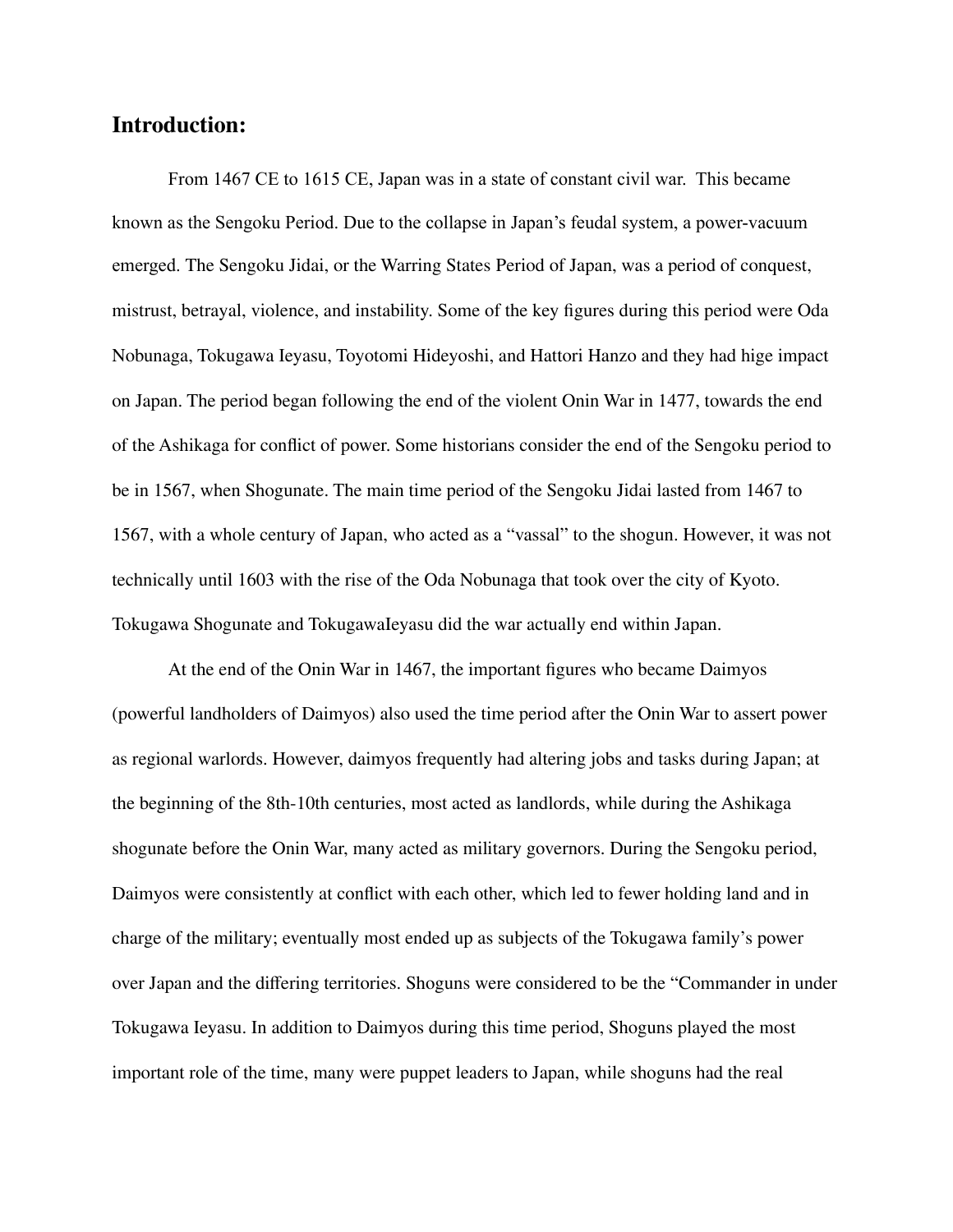## Introduction:

From 1467 CE to 1615 CE, Japan was in a state of constant civil war. This became known as the Sengoku Period. Due to the collapse in Japan's feudal system, a power-vacuum emerged. The Sengoku Jidai, or the Warring States Period of Japan, was a period of conquest, mistrust, betrayal, violence, and instability. Some of the key figures during this period were Oda Nobunaga, Tokugawa Ieyasu, Toyotomi Hideyoshi, and Hattori Hanzo and they had hige impact on Japan. The period began following the end of the violent Onin War in 1477, towards the end of the Ashikaga for conflict of power. Some historians consider the end of the Sengoku period to be in 1567, when Shogunate. The main time period of the Sengoku Jidai lasted from 1467 to 1567, with a whole century of Japan, who acted as a "vassal" to the shogun. However, it was not technically until 1603 with the rise of the Oda Nobunaga that took over the city of Kyoto. Tokugawa Shogunate and TokugawaIeyasu did the war actually end within Japan.

At the end of the Onin War in 1467, the important figures who became Daimyos (powerful landholders of Daimyos) also used the time period after the Onin War to assert power as regional warlords. However, daimyos frequently had altering jobs and tasks during Japan; at the beginning of the 8th-10th centuries, most acted as landlords, while during the Ashikaga shogunate before the Onin War, many acted as military governors. During the Sengoku period, Daimyos were consistently at conflict with each other, which led to fewer holding land and in charge of the military; eventually most ended up as subjects of the Tokugawa family's power over Japan and the differing territories. Shoguns were considered to be the "Commander in under Tokugawa Ieyasu. In addition to Daimyos during this time period, Shoguns played the most important role of the time, many were puppet leaders to Japan, while shoguns had the real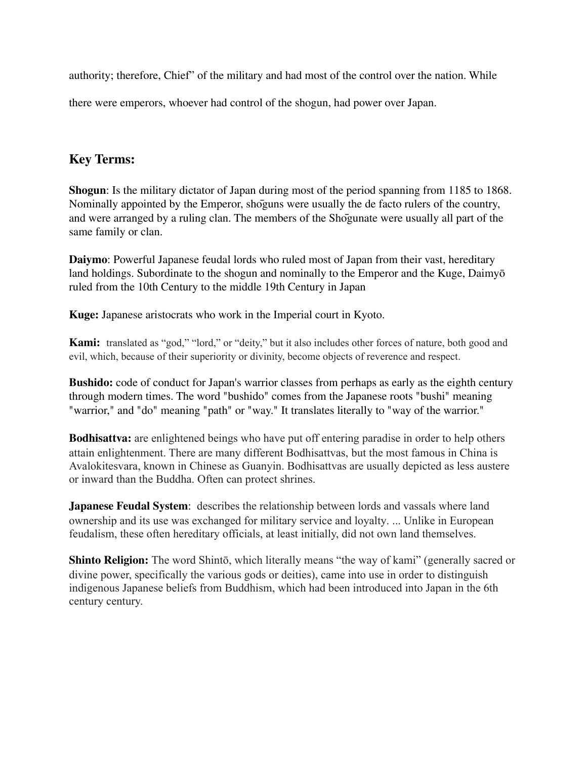authority; therefore, Chief" of the military and had most of the control over the nation. While there were emperors, whoever had control of the shogun, had power over Japan.

## Key Terms:

**Shogun**: Is the military dictator of Japan during most of the period spanning from 1185 to 1868. Nominally appointed by the Emperor, shōguns were usually the de facto rulers of the country, and were arranged by a ruling clan. The members of the Shōgunate were usually all part of the same family or clan.

**Daiymo**: Powerful Japanese feudal lords who ruled most of Japan from their vast, hereditary land holdings. Subordinate to the shogun and nominally to the Emperor and the Kuge, Daimyō ruled from the 10th Century to the middle 19th Century in Japan

**Kuge:** Japanese aristocrats who work in the Imperial court in Kyoto.

**Kami:** translated as "god," "lord," or "deity," but it also includes other forces of nature, both good and evil, which, because of their superiority or divinity, become objects of reverence and respect.

**Bushido:** code of conduct for Japan's warrior classes from perhaps as early as the eighth century through modern times. The word "bushido" comes from the Japanese roots "bushi" meaning "warrior," and "do" meaning "path" or "way." It translates literally to "way of the warrior."

**Bodhisattva:** are enlightened beings who have put off entering paradise in order to help others attain enlightenment. There are many different Bodhisattvas, but the most famous in China is Avalokitesvara, known in Chinese as Guanyin. Bodhisattvas are usually depicted as less austere or inward than the Buddha. Often can protect shrines.

**Japanese Feudal System**: describes the relationship between lords and vassals where land ownership and its use was exchanged for military service and loyalty. ... Unlike in European feudalism, these often hereditary officials, at least initially, did not own land themselves.

**Shinto Religion:** The word Shintō, which literally means "the way of kami" (generally sacred or divine power, specifically the various gods or deities), came into use in order to distinguish indigenous Japanese beliefs from Buddhism, which had been introduced into Japan in the 6th century century.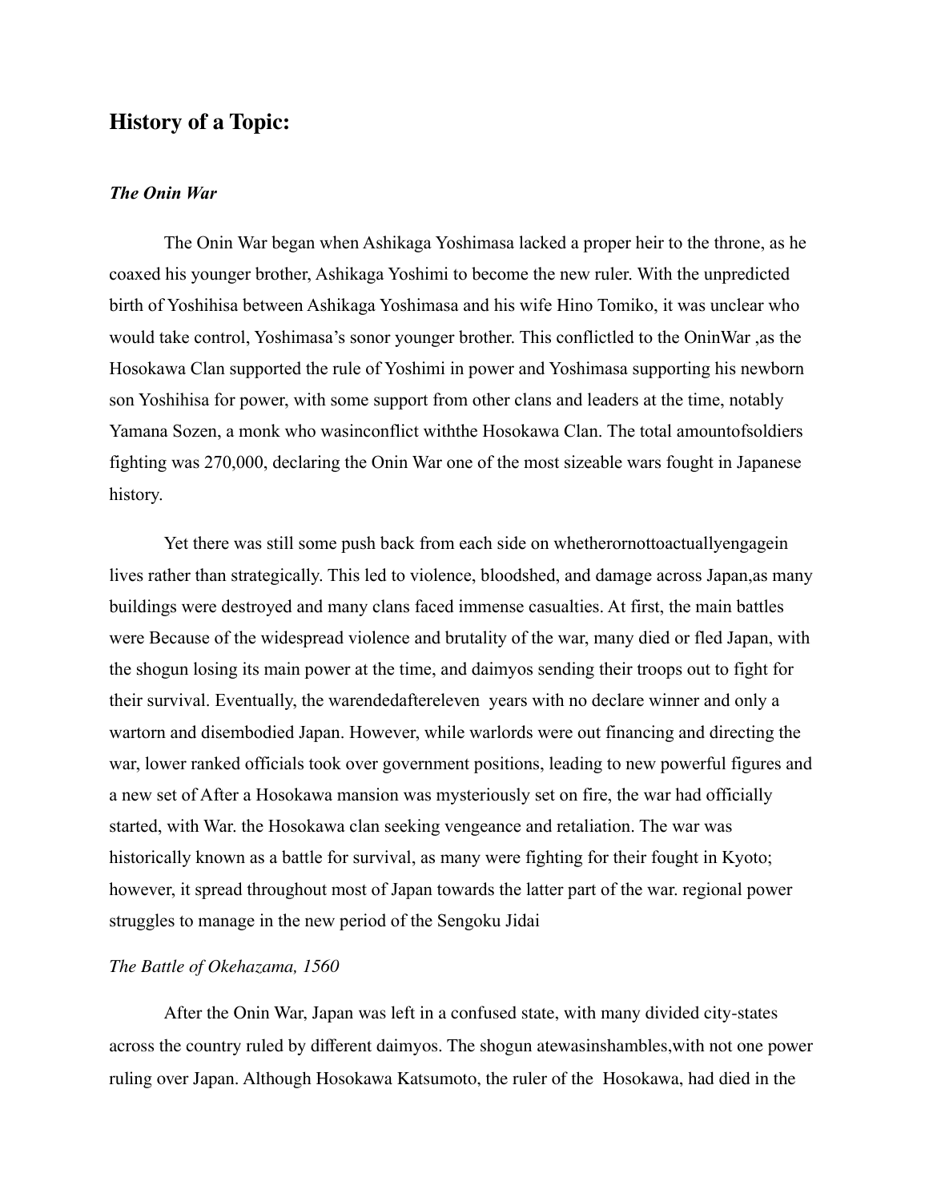## History of a Topic:

### *The Onin War*

The Onin War began when Ashikaga Yoshimasa lacked a proper heir to the throne, as he coaxed his younger brother, Ashikaga Yoshimi to become the new ruler. With the unpredicted birth of Yoshihisa between Ashikaga Yoshimasa and his wife Hino Tomiko, it was unclear who would take control, Yoshimasa's sonor younger brother. This conflictled to the OninWar ,as the Hosokawa Clan supported the rule of Yoshimi in power and Yoshimasa supporting his newborn son Yoshihisa for power, with some support from other clans and leaders at the time, notably Yamana Sozen, a monk who wasinconflict withthe Hosokawa Clan. The total amountofsoldiers fighting was 270,000, declaring the Onin War one of the most sizeable wars fought in Japanese history.

Yet there was still some push back from each side on whetherornottoactuallyengagein lives rather than strategically. This led to violence, bloodshed, and damage across Japan,as many buildings were destroyed and many clans faced immense casualties. At first, the main battles were Because of the widespread violence and brutality of the war, many died or fled Japan, with the shogun losing its main power at the time, and daimyos sending their troops out to fight for their survival. Eventually, the warendedaftereleven years with no declare winner and only a wartorn and disembodied Japan. However, while warlords were out financing and directing the war, lower ranked officials took over government positions, leading to new powerful figures and a new set of After a Hosokawa mansion was mysteriously set on fire, the war had officially started, with War. the Hosokawa clan seeking vengeance and retaliation. The war was historically known as a battle for survival, as many were fighting for their fought in Kyoto; however, it spread throughout most of Japan towards the latter part of the war. regional power struggles to manage in the new period of the Sengoku Jidai

*The Battle of Okehazama, 1560*

After the Onin War, Japan was left in a confused state, with many divided city-states across the country ruled by different daimyos. The shogun atewasinshambles,with not one power ruling over Japan. Although Hosokawa Katsumoto, the ruler of the Hosokawa, had died in the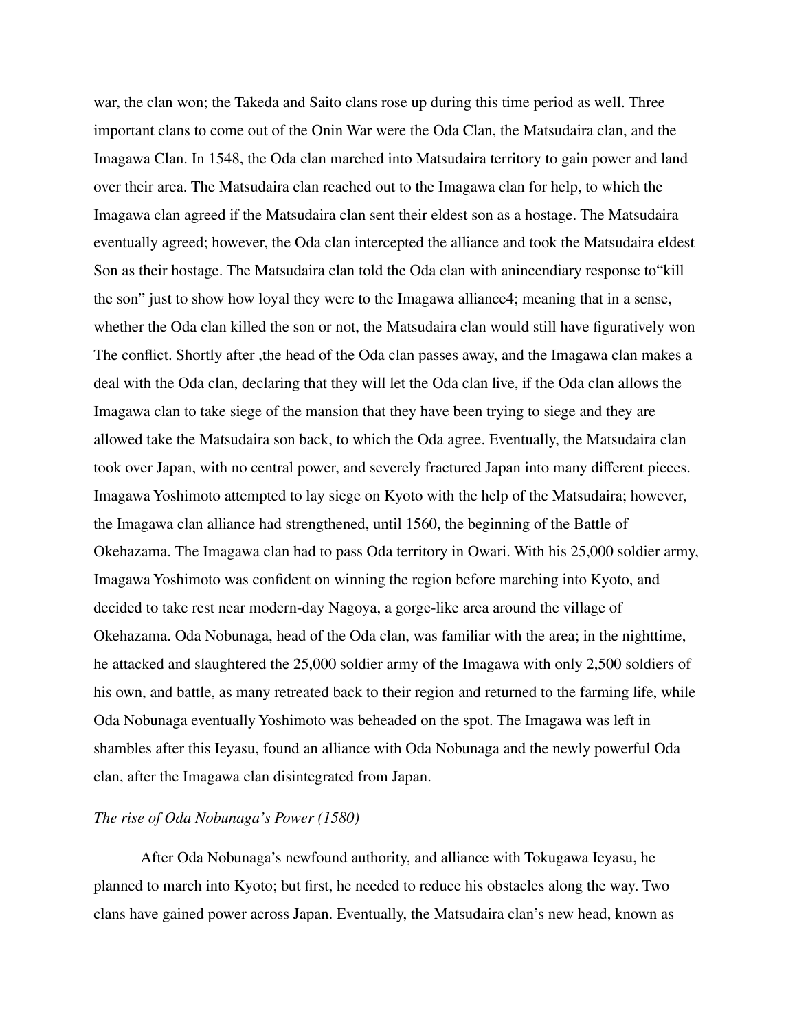war, the clan won; the Takeda and Saito clans rose up during this time period as well. Three important clans to come out of the Onin War were the Oda Clan, the Matsudaira clan, and the Imagawa Clan. In 1548, the Oda clan marched into Matsudaira territory to gain power and land over their area. The Matsudaira clan reached out to the Imagawa clan for help, to which the Imagawa clan agreed if the Matsudaira clan sent their eldest son as a hostage. The Matsudaira eventually agreed; however, the Oda clan intercepted the alliance and took the Matsudaira eldest Son as their hostage. The Matsudaira clan told the Oda clan with anincendiary response to"kill the son" just to show how loyal they were to the Imagawa alliance4; meaning that in a sense, whether the Oda clan killed the son or not, the Matsudaira clan would still have figuratively won The conflict. Shortly after ,the head of the Oda clan passes away, and the Imagawa clan makes a deal with the Oda clan, declaring that they will let the Oda clan live, if the Oda clan allows the Imagawa clan to take siege of the mansion that they have been trying to siege and they are allowed take the Matsudaira son back, to which the Oda agree. Eventually, the Matsudaira clan took over Japan, with no central power, and severely fractured Japan into many different pieces. Imagawa Yoshimoto attempted to lay siege on Kyoto with the help of the Matsudaira; however, the Imagawa clan alliance had strengthened, until 1560, the beginning of the Battle of Okehazama. The Imagawa clan had to pass Oda territory in Owari. With his 25,000 soldier army, Imagawa Yoshimoto was confident on winning the region before marching into Kyoto, and decided to take rest near modern-day Nagoya, a gorge-like area around the village of Okehazama. Oda Nobunaga, head of the Oda clan, was familiar with the area; in the nighttime, he attacked and slaughtered the 25,000 soldier army of the Imagawa with only 2,500 soldiers of his own, and battle, as many retreated back to their region and returned to the farming life, while Oda Nobunaga eventually Yoshimoto was beheaded on the spot. The Imagawa was left in shambles after this Ieyasu, found an alliance with Oda Nobunaga and the newly powerful Oda clan, after the Imagawa clan disintegrated from Japan.

*The rise of Oda Nobunaga's Power (1580)*

After Oda Nobunaga's newfound authority, and alliance with Tokugawa Ieyasu, he planned to march into Kyoto; but first, he needed to reduce his obstacles along the way. Two clans have gained power across Japan. Eventually, the Matsudaira clan's new head, known as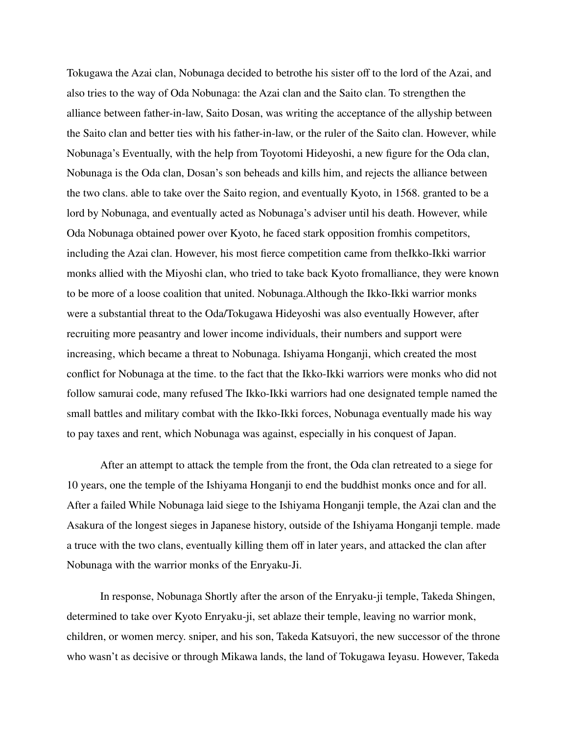Tokugawa the Azai clan, Nobunaga decided to betrothe his sister off to the lord of the Azai, and also tries to the way of Oda Nobunaga: the Azai clan and the Saito clan. To strengthen the alliance between father-in-law, Saito Dosan, was writing the acceptance of the allyship between the Saito clan and better ties with his father-in-law, or the ruler of the Saito clan. However, while Nobunaga's Eventually, with the help from Toyotomi Hideyoshi, a new figure for the Oda clan, Nobunaga is the Oda clan, Dosan's son beheads and kills him, and rejects the alliance between the two clans. able to take over the Saito region, and eventually Kyoto, in 1568. granted to be a lord by Nobunaga, and eventually acted as Nobunaga's adviser until his death. However, while Oda Nobunaga obtained power over Kyoto, he faced stark opposition fromhis competitors, including the Azai clan. However, his most fierce competition came from theIkko-Ikki warrior monks allied with the Miyoshi clan, who tried to take back Kyoto fromalliance, they were known to be more of a loose coalition that united. Nobunaga.Although the Ikko-Ikki warrior monks were a substantial threat to the Oda/Tokugawa Hideyoshi was also eventually However, after recruiting more peasantry and lower income individuals, their numbers and support were increasing, which became a threat to Nobunaga. Ishiyama Honganji, which created the most conflict for Nobunaga at the time. to the fact that the Ikko-Ikki warriors were monks who did not follow samurai code, many refused The Ikko-Ikki warriors had one designated temple named the small battles and military combat with the Ikko-Ikki forces, Nobunaga eventually made his way to pay taxes and rent, which Nobunaga was against, especially in his conquest of Japan.

After an attempt to attack the temple from the front, the Oda clan retreated to a siege for 10 years, one the temple of the Ishiyama Honganji to end the buddhist monks once and for all. After a failed While Nobunaga laid siege to the Ishiyama Honganji temple, the Azai clan and the Asakura of the longest sieges in Japanese history, outside of the Ishiyama Honganji temple. made a truce with the two clans, eventually killing them off in later years, and attacked the clan after Nobunaga with the warrior monks of the Enryaku-Ji.

In response, Nobunaga Shortly after the arson of the Enryaku-ji temple, Takeda Shingen, determined to take over Kyoto Enryaku-ji, set ablaze their temple, leaving no warrior monk, children, or women mercy. sniper, and his son, Takeda Katsuyori, the new successor of the throne who wasn't as decisive or through Mikawa lands, the land of Tokugawa Ieyasu. However, Takeda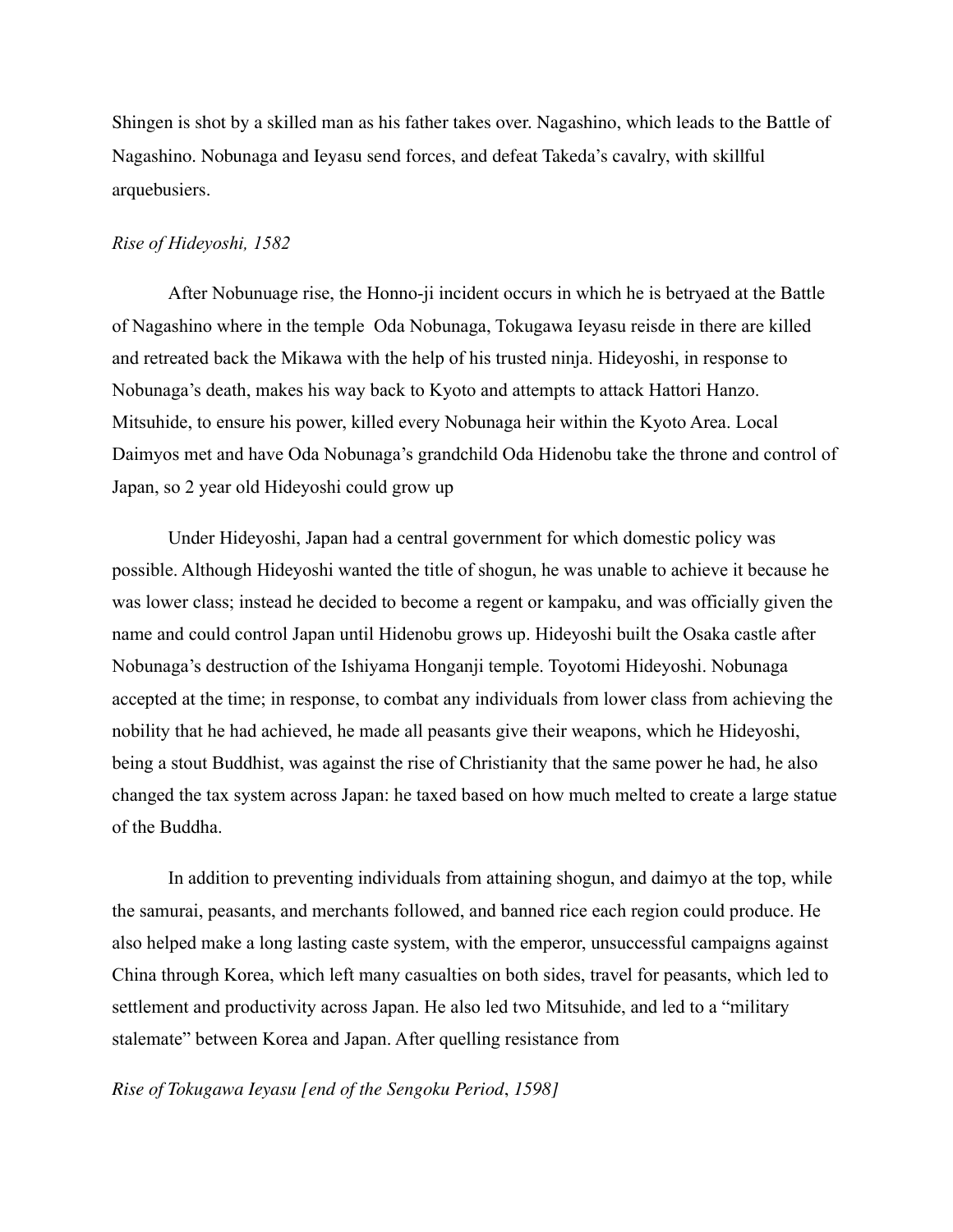Shingen is shot by a skilled man as his father takes over. Nagashino, which leads to the Battle of Nagashino. Nobunaga and Ieyasu send forces, and defeat Takeda's cavalry, with skillful arquebusiers.

*Rise of Hideyoshi, 1582*

After Nobunuage rise, the Honno-ji incident occurs in which he is betryaed at the Battle of Nagashino where in the temple Oda Nobunaga, Tokugawa Ieyasu reisde in there are killed and retreated back the Mikawa with the help of his trusted ninja. Hideyoshi, in response to Nobunaga's death, makes his way back to Kyoto and attempts to attack Hattori Hanzo. Mitsuhide, to ensure his power, killed every Nobunaga heir within the Kyoto Area. Local Daimyos met and have Oda Nobunaga's grandchild Oda Hidenobu take the throne and control of Japan, so 2 year old Hideyoshi could grow up

Under Hideyoshi, Japan had a central government for which domestic policy was possible. Although Hideyoshi wanted the title of shogun, he was unable to achieve it because he was lower class; instead he decided to become a regent or kampaku, and was officially given the name and could control Japan until Hidenobu grows up. Hideyoshi built the Osaka castle after Nobunaga's destruction of the Ishiyama Honganji temple. Toyotomi Hideyoshi. Nobunaga accepted at the time; in response, to combat any individuals from lower class from achieving the nobility that he had achieved, he made all peasants give their weapons, which he Hideyoshi, being a stout Buddhist, was against the rise of Christianity that the same power he had, he also changed the tax system across Japan: he taxed based on how much melted to create a large statue of the Buddha.

In addition to preventing individuals from attaining shogun, and daimyo at the top, while the samurai, peasants, and merchants followed, and banned rice each region could produce. He also helped make a long lasting caste system, with the emperor, unsuccessful campaigns against China through Korea, which left many casualties on both sides, travel for peasants, which led to settlement and productivity across Japan. He also led two Mitsuhide, and led to a "military stalemate" between Korea and Japan. After quelling resistance from

*Rise of Tokugawa Ieyasu [end of the Sengoku Period, 1598]*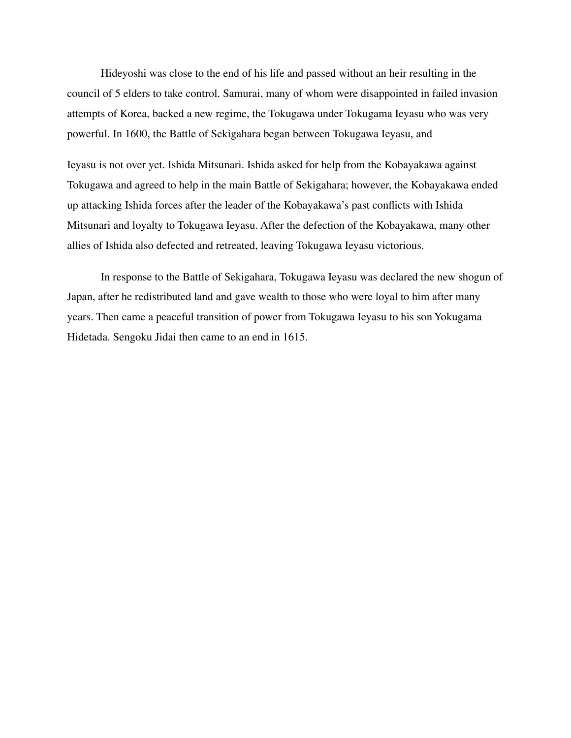Hideyoshi was close to the end of his life and passed without an heir resulting in the council of 5 elders to take control. Samurai, many of whom were disappointed in failed invasion attempts of Korea, backed a new regime, the Tokugawa under Tokugama Ieyasu who was very powerful. In 1600, the Battle of Sekigahara began between Tokugawa Ieyasu, and

Ieyasu is not over yet. Ishida Mitsunari. Ishida asked for help from the Kobayakawa against Tokugawa and agreed to help in the main Battle of Sekigahara; however, the Kobayakawa ended up attacking Ishida forces after the leader of the Kobayakawa's past conflicts with Ishida Mitsunari and loyalty to Tokugawa Ieyasu. After the defection of the Kobayakawa, many other allies of Ishida also defected and retreated, leaving Tokugawa Ieyasu victorious.

In response to the Battle of Sekigahara, Tokugawa Ieyasu was declared the new shogun of Japan, after he redistributed land and gave wealth to those who were loyal to him after many years. Then came a peaceful transition of power from Tokugawa Ieyasu to his son Yokugama Hidetada. Sengoku Jidai then came to an end in 1615.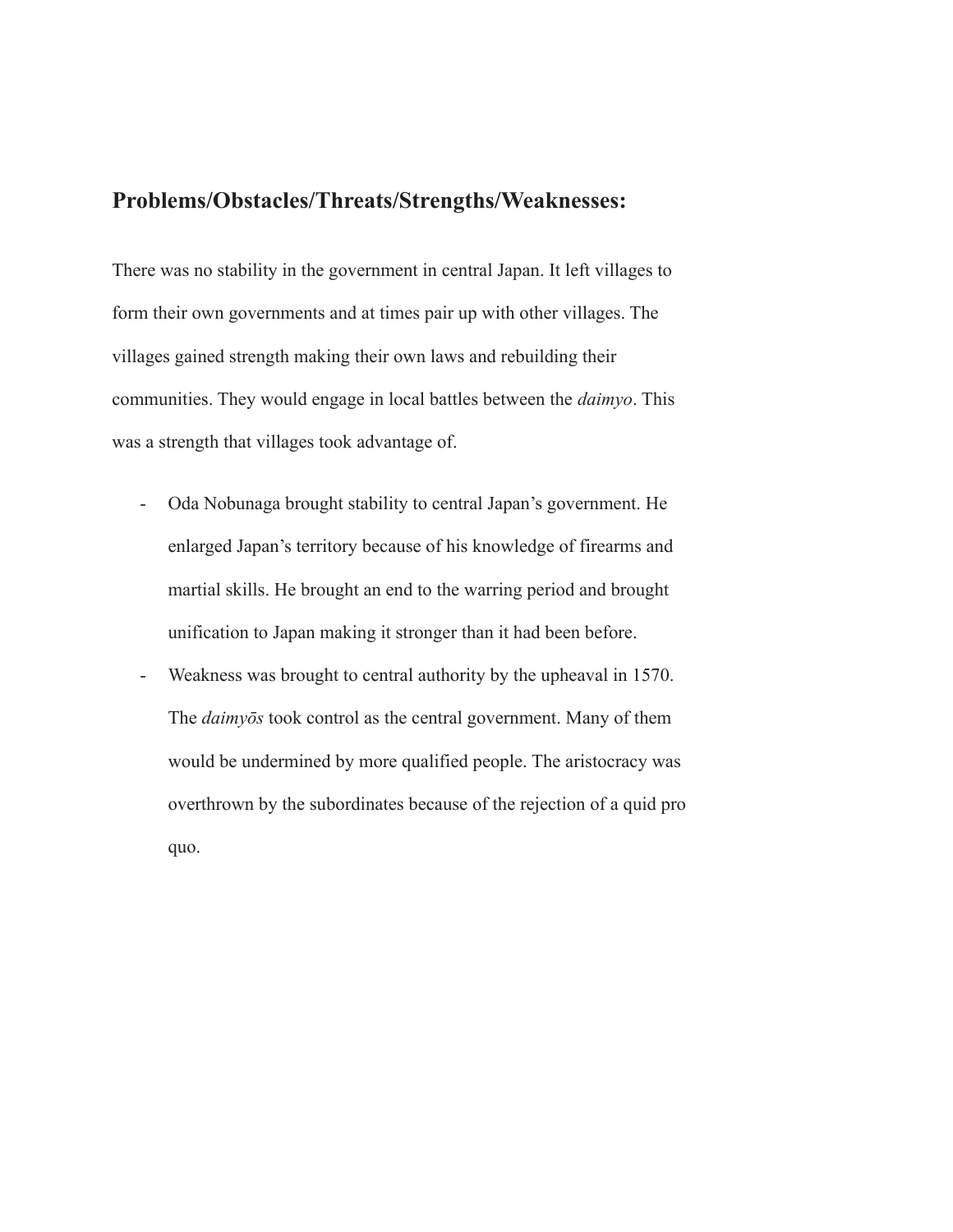## Problems/Obstacles/Threats/Strengths/Weaknesses:

There was no stability in the government in central Japan. It left villages to form their own governments and at times pair up with other villages. The villages gained strength making their own laws and rebuilding their communities. They would engage in local battles between the *daimyo*. This was a strength that villages took advantage of.

- Oda Nobunaga brought stability to central Japan's government. He enlarged Japan's territory because of his knowledge of firearms and martial skills. He brought an end to the warring period and brought unification to Japan making it stronger than it had been before.
- Weakness was brought to central authority by the upheaval in 1570. The *daimyōs* took control as the central government. Many of them would be undermined by more qualified people. The aristocracy was overthrown by the subordinates because of the rejection of a quid pro quo.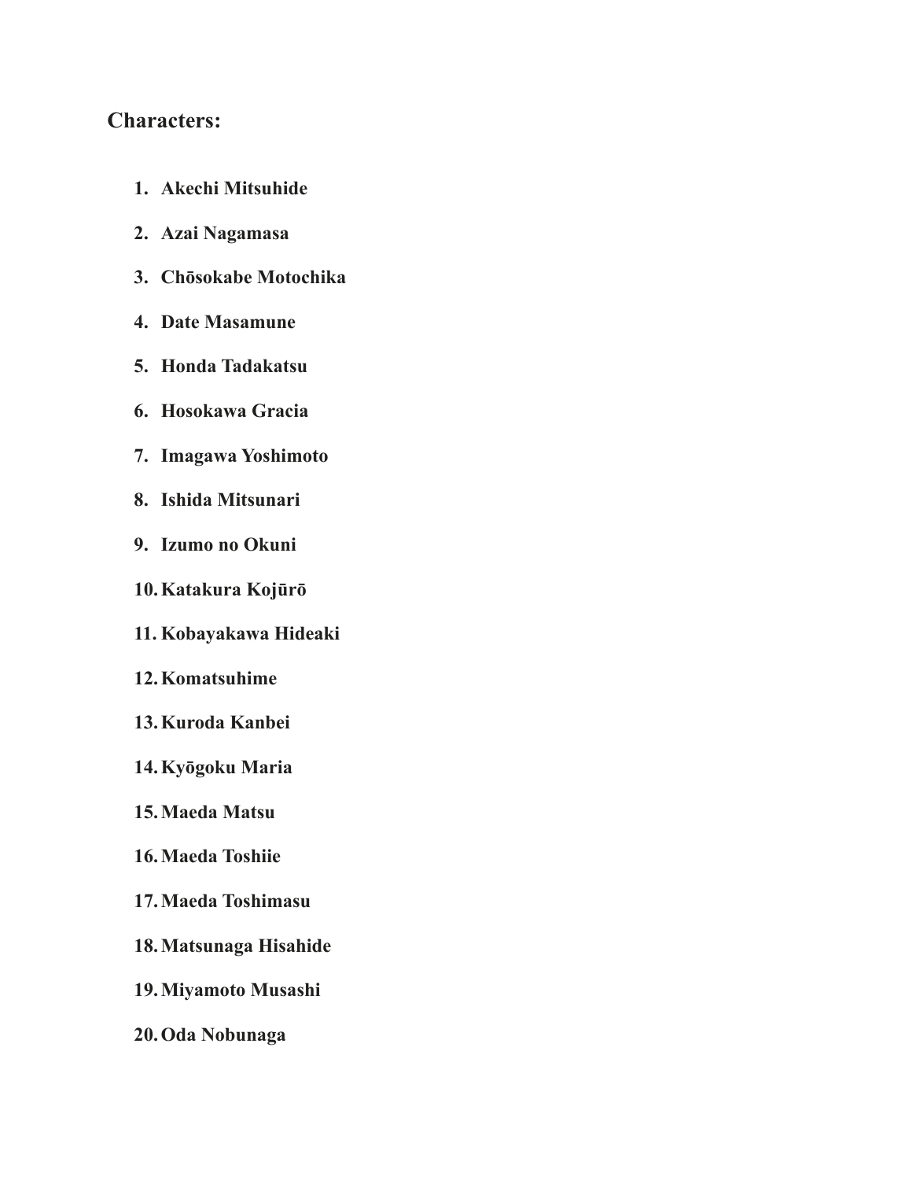**Characters:**

1. **Akechi Mitsuhide**
2. **Azai Nagamasa**
3. **Chōsokabe Motochika**
4. **Date Masamune**
5. **Honda Tadakatsu**
6. **Hosokawa Gracia**
7. **Imagawa Yoshimoto**
8. **Ishida Mitsunari**
9. **Izumo no Okuni**
10. **Katakura Kojūrō**
11. **Kobayakawa Hideaki**
12. **Komatsuhime**
13. **Kuroda Kanbei**
14. **Kyōgoku Maria**
15. **Maeda Matsu**
16. **Maeda Toshiie**
17. **Maeda Toshimasu**
18. **Matsunaga Hisahide**
19. **Miyamoto Musashi**
20. **Oda Nobunaga**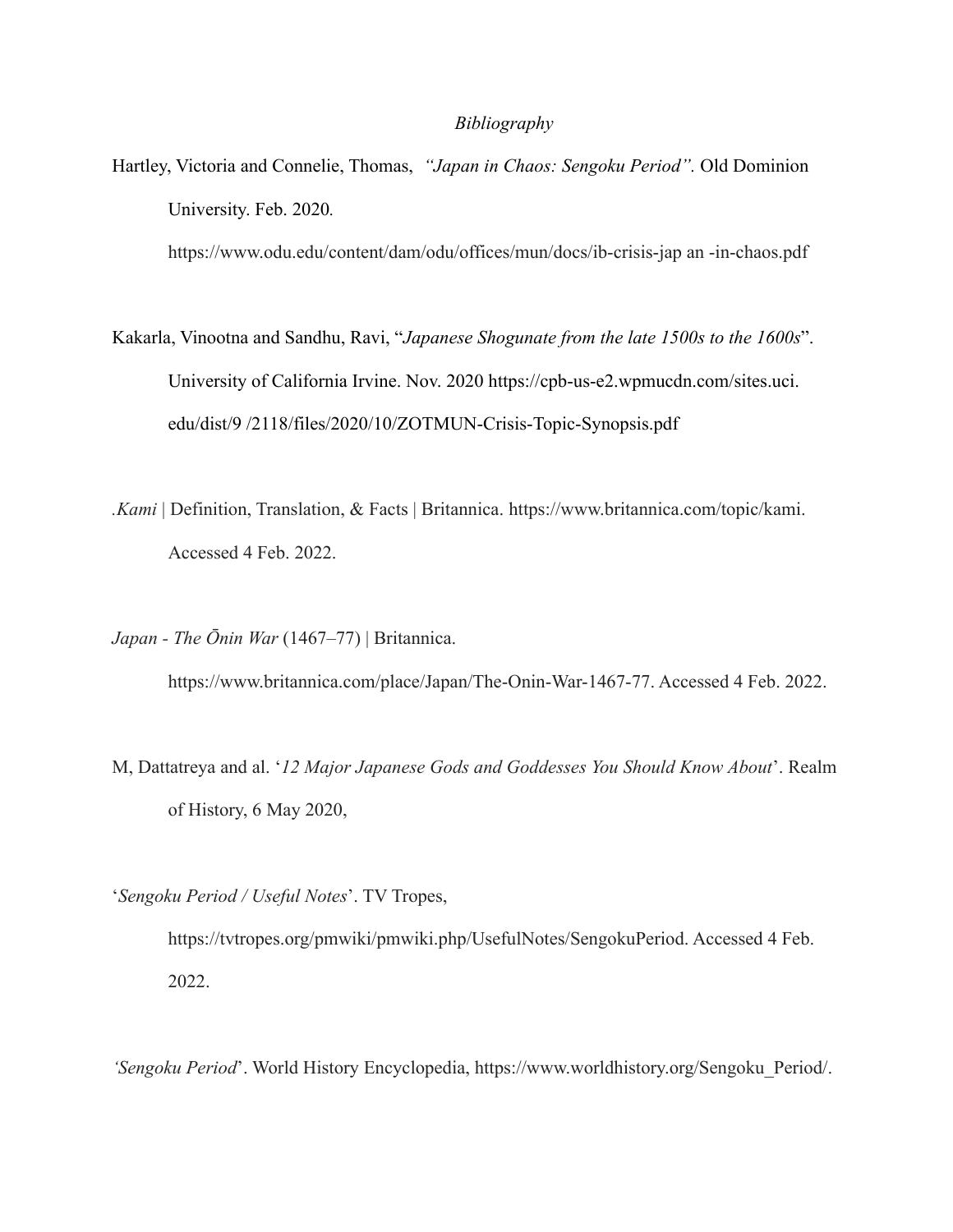*Bibliography*

Hartley, Victoria and Connelie, Thomas, *"Japan in Chaos: Sengoku Period".* Old Dominion University. Feb. 2020. https://www.odu.edu/content/dam/odu/offices/mun/docs/ib-crisis-jap an -in-chaos.pdf

Kakarla, Vinootna and Sandhu, Ravi, "*Japanese Shogunate from the late 1500s to the 1600s*". University of California Irvine. Nov. 2020 https://cpb-us-e2.wpmucdn.com/sites.uci. edu/dist/9 /2118/files/2020/10/ZOTMUN-Crisis-Topic-Synopsis.pdf

.*Kami* | Definition, Translation, & Facts | Britannica. https://www.britannica.com/topic/kami. Accessed 4 Feb. 2022.

*Japan - The Ōnin War* (1467–77) | Britannica. https://www.britannica.com/place/Japan/The-Onin-War-1467-77. Accessed 4 Feb. 2022.

M, Dattatreya and al. '*12 Major Japanese Gods and Goddesses You Should Know About*'. Realm of History, 6 May 2020,

'*Sengoku Period / Useful Notes*'. TV Tropes, https://tvtropes.org/pmwiki/pmwiki.php/UsefulNotes/SengokuPeriod. Accessed 4 Feb. 2022.

*'Sengoku Period*'. World History Encyclopedia, https://www.worldhistory.org/Sengoku_Period/.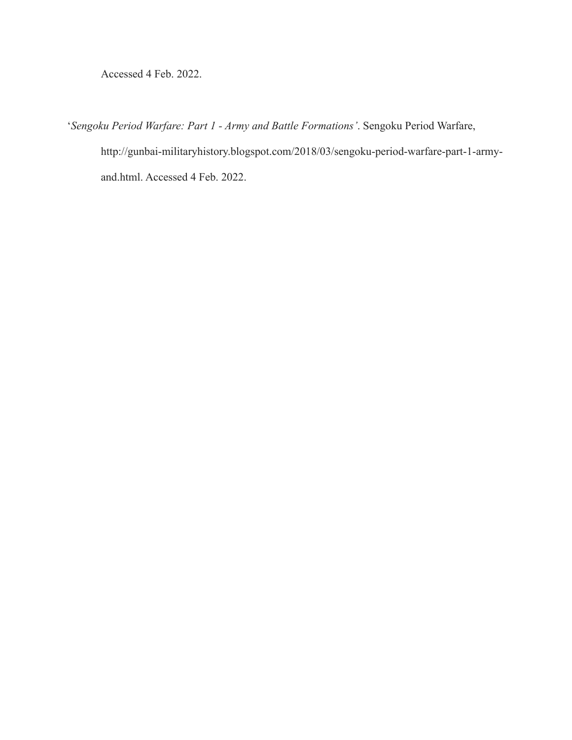Accessed 4 Feb. 2022.

'*Sengoku Period Warfare: Part 1 - Army and Battle Formations'*. Sengoku Period Warfare, http://gunbai-militaryhistory.blogspot.com/2018/03/sengoku-period-warfare-part-1-army-and.html. Accessed 4 Feb. 2022.